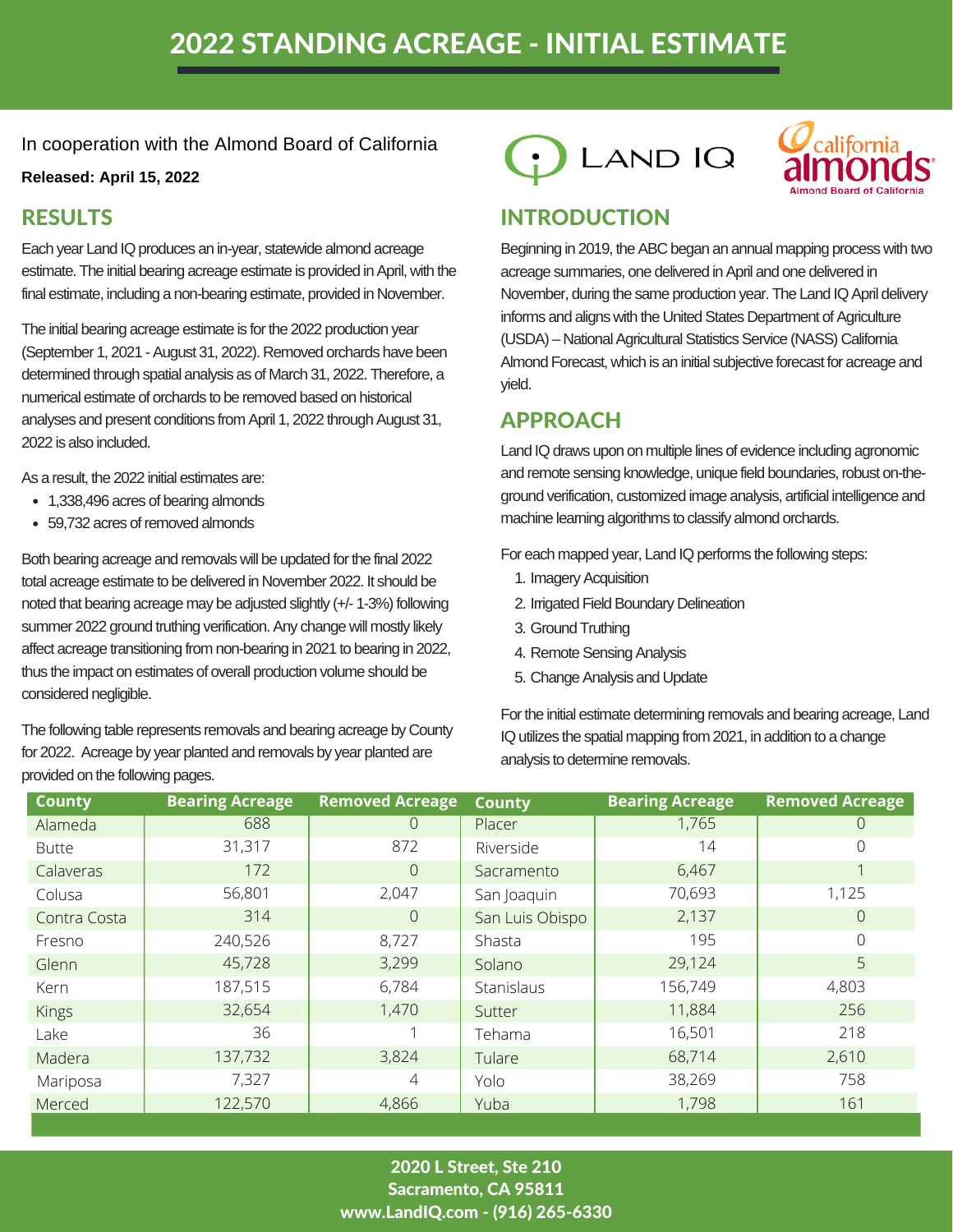# 2022 STANDING ACREAGE - INITIAL ESTIMATE

In cooperation with the Almond Board of California

**Released: April 15, 2022**

## RESULTS

Each year Land IQ produces an in-year, statewide almond acreage estimate. The initial bearing acreage estimate is provided in April, with the final estimate, including a non-bearing estimate, provided in November.

The initial bearing acreage estimate is for the 2022 production year (September 1, 2021 - August 31, 2022). Removed orchards have been determined through spatial analysis as of March 31, 2022. Therefore, a numerical estimate of orchards to be removed based on historical analyses and present conditions from April 1, 2022 through August 31, 2022 is also included.

As a result, the 2022 initial estimates are:

- 1,338,496 acres of bearing almonds
- 59,732 acres of removed almonds

Both bearing acreage and removals will be updated for the final 2022 total acreage estimate to be delivered in November 2022. It should be noted that bearing acreage may be adjusted slightly (+/- 1-3%) following summer 2022 ground truthing verification. Any change will mostly likely affect acreage transitioning from non-bearing in 2021 to bearing in 2022, thus the impact on estimates of overall production volume should be considered negligible.

The following table represents removals and bearing acreage by County for 2022. Acreage by year planted and removals by year planted are provided on the following pages.

## INTRODUCTION

Beginning in 2019, the ABC began an annual mapping process with two acreage summaries, one delivered in April and one delivered in November, during the same production year. The Land IQ April delivery informs and aligns with the United States Department of Agriculture (USDA) – National Agricultural Statistics Service (NASS) California Almond Forecast, which is an initial subjective forecast for acreage and yield.

## APPROACH

Land IQ draws upon on multiple lines of evidence including agronomic and remote sensing knowledge, unique field boundaries, robust on-the-ground verification, customized image analysis, artificial intelligence and machine learning algorithms to classify almond orchards.

For each mapped year, Land IQ performs the following steps:

1. Imagery Acquisition
2. Irrigated Field Boundary Delineation
3. Ground Truthing
4. Remote Sensing Analysis
5. Change Analysis and Update

For the initial estimate determining removals and bearing acreage, Land IQ utilizes the spatial mapping from 2021, in addition to a change analysis to determine removals.

| County | Bearing Acreage | Removed Acreage | County | Bearing Acreage | Removed Acreage |
|---|---|---|---|---|---|
| Alameda | 688 | 0 | Placer | 1,765 | 0 |
| Butte | 31,317 | 872 | Riverside | 14 | 0 |
| Calaveras | 172 | 0 | Sacramento | 6,467 | 1 |
| Colusa | 56,801 | 2,047 | San Joaquin | 70,693 | 1,125 |
| Contra Costa | 314 | 0 | San Luis Obispo | 2,137 | 0 |
| Fresno | 240,526 | 8,727 | Shasta | 195 | 0 |
| Glenn | 45,728 | 3,299 | Solano | 29,124 | 5 |
| Kern | 187,515 | 6,784 | Stanislaus | 156,749 | 4,803 |
| Kings | 32,654 | 1,470 | Sutter | 11,884 | 256 |
| Lake | 36 | 1 | Tehama | 16,501 | 218 |
| Madera | 137,732 | 3,824 | Tulare | 68,714 | 2,610 |
| Mariposa | 7,327 | 4 | Yolo | 38,269 | 758 |
| Merced | 122,570 | 4,866 | Yuba | 1,798 | 161 |

**2020 L Street, Ste 210**
**Sacramento, CA 95811**
**www.LandIQ.com - (916) 265-6330**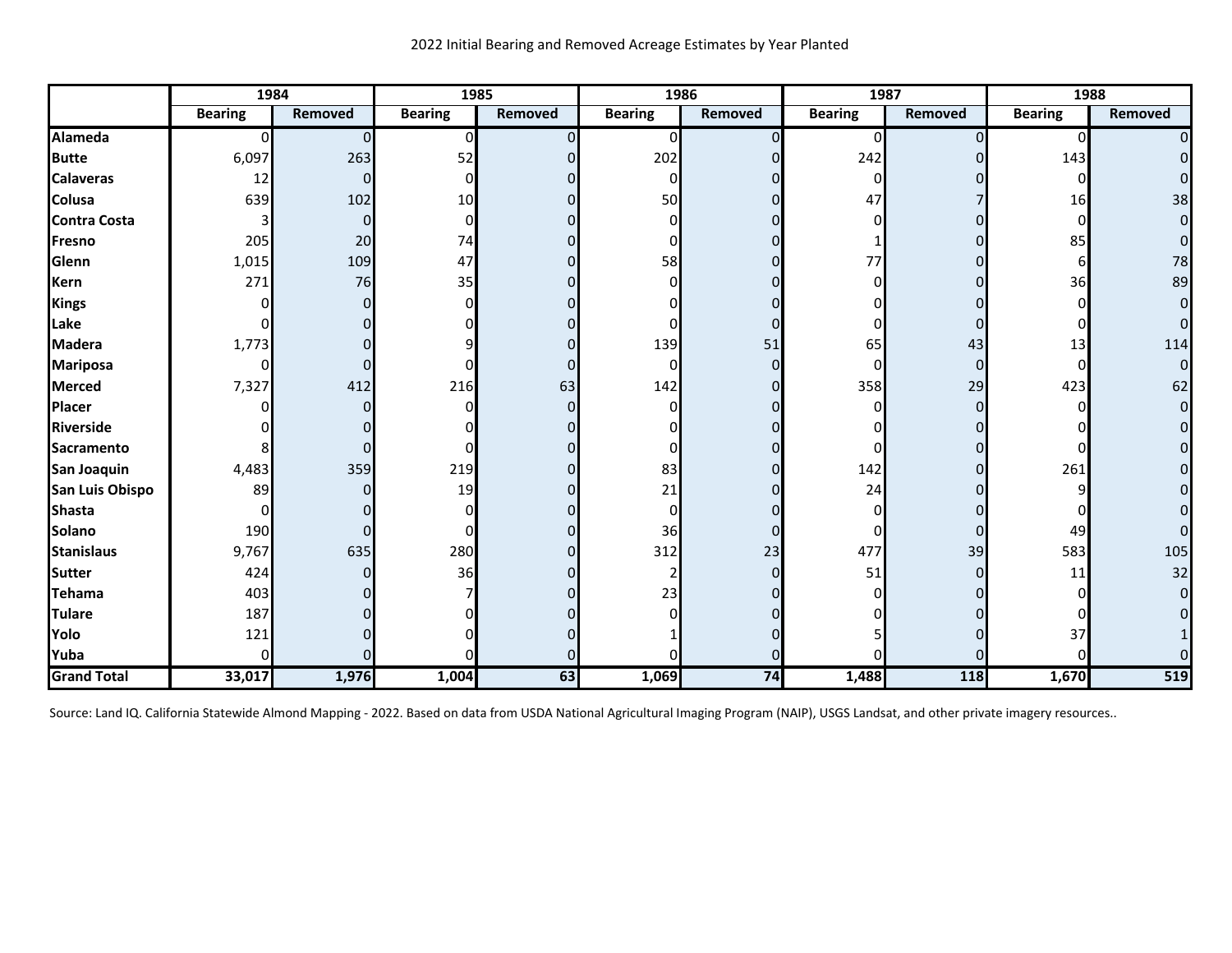2022 Initial Bearing and Removed Acreage Estimates by Year Planted

| | 1984 | | 1985 | | 1986 | | 1987 | | 1988 | |
|---|---|---|---|---|---|---|---|---|---|---|
| | Bearing | Removed | Bearing | Removed | Bearing | Removed | Bearing | Removed | Bearing | Removed |
| **Alameda** | 0 | 0 | 0 | 0 | 0 | 0 | 0 | 0 | 0 | 0 |
| **Butte** | 6,097 | 263 | 52 | 0 | 202 | 0 | 242 | 0 | 143 | 0 |
| **Calaveras** | 12 | 0 | 0 | 0 | 0 | 0 | 0 | 0 | 0 | 0 |
| **Colusa** | 639 | 102 | 10 | 0 | 50 | 0 | 47 | 7 | 16 | 38 |
| **Contra Costa** | 3 | 0 | 0 | 0 | 0 | 0 | 0 | 0 | 0 | 0 |
| **Fresno** | 205 | 20 | 74 | 0 | 0 | 0 | 1 | 0 | 85 | 0 |
| **Glenn** | 1,015 | 109 | 47 | 0 | 58 | 0 | 77 | 0 | 6 | 78 |
| **Kern** | 271 | 76 | 35 | 0 | 0 | 0 | 0 | 0 | 36 | 89 |
| **Kings** | 0 | 0 | 0 | 0 | 0 | 0 | 0 | 0 | 0 | 0 |
| **Lake** | 0 | 0 | 0 | 0 | 0 | 0 | 0 | 0 | 0 | 0 |
| **Madera** | 1,773 | 0 | 9 | 0 | 139 | 51 | 65 | 43 | 13 | 114 |
| **Mariposa** | 0 | 0 | 0 | 0 | 0 | 0 | 0 | 0 | 0 | 0 |
| **Merced** | 7,327 | 412 | 216 | 63 | 142 | 0 | 358 | 29 | 423 | 62 |
| **Placer** | 0 | 0 | 0 | 0 | 0 | 0 | 0 | 0 | 0 | 0 |
| **Riverside** | 0 | 0 | 0 | 0 | 0 | 0 | 0 | 0 | 0 | 0 |
| **Sacramento** | 8 | 0 | 0 | 0 | 0 | 0 | 0 | 0 | 0 | 0 |
| **San Joaquin** | 4,483 | 359 | 219 | 0 | 83 | 0 | 142 | 0 | 261 | 0 |
| **San Luis Obispo** | 89 | 0 | 19 | 0 | 21 | 0 | 24 | 0 | 9 | 0 |
| **Shasta** | 0 | 0 | 0 | 0 | 0 | 0 | 0 | 0 | 0 | 0 |
| **Solano** | 190 | 0 | 0 | 0 | 36 | 0 | 0 | 0 | 49 | 0 |
| **Stanislaus** | 9,767 | 635 | 280 | 0 | 312 | 23 | 477 | 39 | 583 | 105 |
| **Sutter** | 424 | 0 | 36 | 0 | 2 | 0 | 51 | 0 | 11 | 32 |
| **Tehama** | 403 | 0 | 7 | 0 | 23 | 0 | 0 | 0 | 0 | 0 |
| **Tulare** | 187 | 0 | 0 | 0 | 0 | 0 | 0 | 0 | 0 | 0 |
| **Yolo** | 121 | 0 | 0 | 0 | 1 | 0 | 5 | 0 | 37 | 1 |
| **Yuba** | 0 | 0 | 0 | 0 | 0 | 0 | 0 | 0 | 0 | 0 |
| **Grand Total** | **33,017** | **1,976** | **1,004** | **63** | **1,069** | **74** | **1,488** | **118** | **1,670** | **519** |

Source: Land IQ. California Statewide Almond Mapping - 2022. Based on data from USDA National Agricultural Imaging Program (NAIP), USGS Landsat, and other private imagery resources..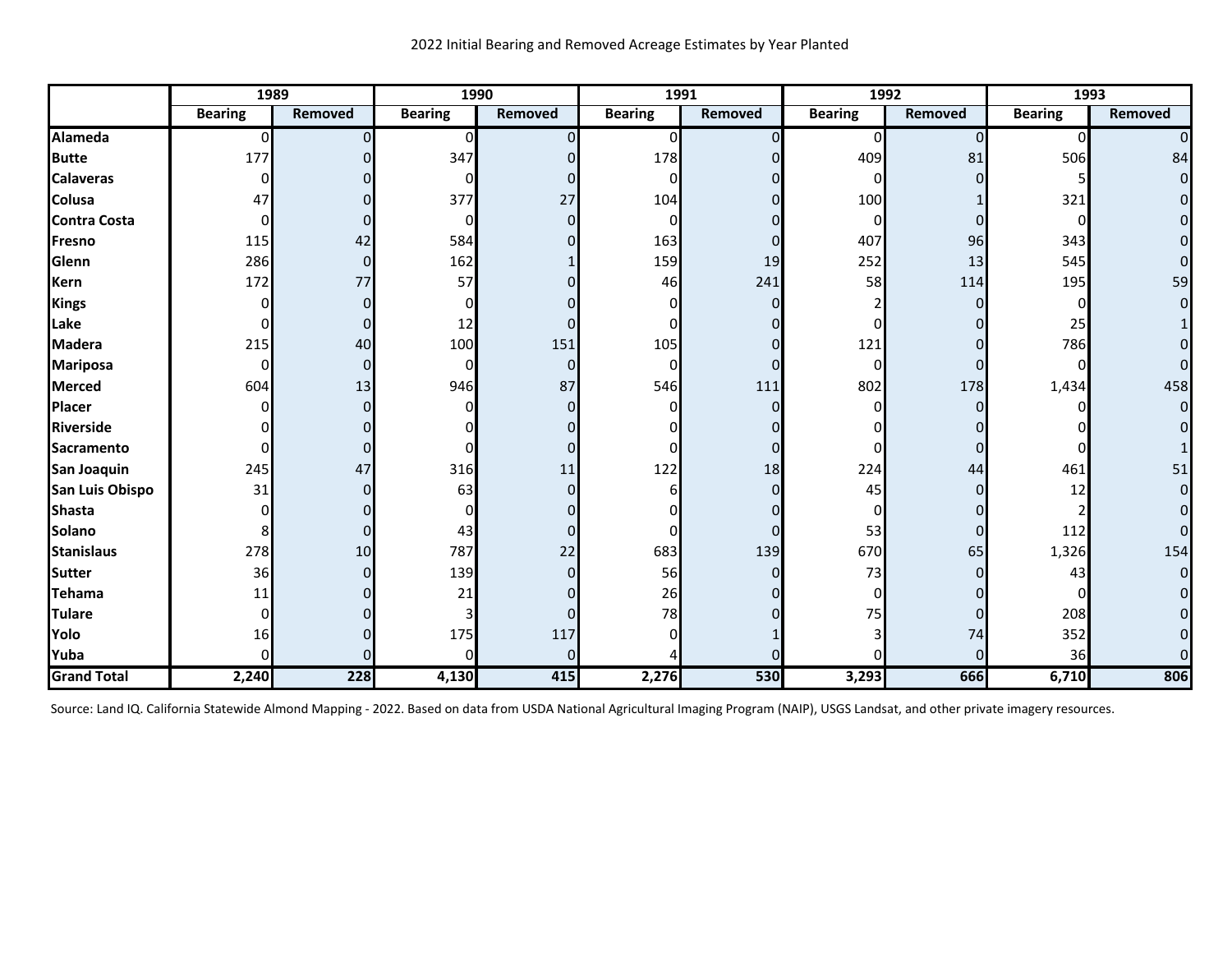2022 Initial Bearing and Removed Acreage Estimates by Year Planted

| | 1989 | | 1990 | | 1991 | | 1992 | | 1993 | |
|---|---|---|---|---|---|---|---|---|---|---|
| | Bearing | Removed | Bearing | Removed | Bearing | Removed | Bearing | Removed | Bearing | Removed |
| **Alameda** | 0 | 0 | 0 | 0 | 0 | 0 | 0 | 0 | 0 | 0 |
| **Butte** | 177 | 0 | 347 | 0 | 178 | 0 | 409 | 81 | 506 | 84 |
| **Calaveras** | 0 | 0 | 0 | 0 | 0 | 0 | 0 | 0 | 5 | 0 |
| **Colusa** | 47 | 0 | 377 | 27 | 104 | 0 | 100 | 1 | 321 | 0 |
| **Contra Costa** | 0 | 0 | 0 | 0 | 0 | 0 | 0 | 0 | 0 | 0 |
| **Fresno** | 115 | 42 | 584 | 0 | 163 | 0 | 407 | 96 | 343 | 0 |
| **Glenn** | 286 | 0 | 162 | 1 | 159 | 19 | 252 | 13 | 545 | 0 |
| **Kern** | 172 | 77 | 57 | 0 | 46 | 241 | 58 | 114 | 195 | 59 |
| **Kings** | 0 | 0 | 0 | 0 | 0 | 0 | 2 | 0 | 0 | 0 |
| **Lake** | 0 | 0 | 12 | 0 | 0 | 0 | 0 | 0 | 25 | 1 |
| **Madera** | 215 | 40 | 100 | 151 | 105 | 0 | 121 | 0 | 786 | 0 |
| **Mariposa** | 0 | 0 | 0 | 0 | 0 | 0 | 0 | 0 | 0 | 0 |
| **Merced** | 604 | 13 | 946 | 87 | 546 | 111 | 802 | 178 | 1,434 | 458 |
| **Placer** | 0 | 0 | 0 | 0 | 0 | 0 | 0 | 0 | 0 | 0 |
| **Riverside** | 0 | 0 | 0 | 0 | 0 | 0 | 0 | 0 | 0 | 0 |
| **Sacramento** | 0 | 0 | 0 | 0 | 0 | 0 | 0 | 0 | 0 | 1 |
| **San Joaquin** | 245 | 47 | 316 | 11 | 122 | 18 | 224 | 44 | 461 | 51 |
| **San Luis Obispo** | 31 | 0 | 63 | 0 | 6 | 0 | 45 | 0 | 12 | 0 |
| **Shasta** | 0 | 0 | 0 | 0 | 0 | 0 | 0 | 0 | 2 | 0 |
| **Solano** | 8 | 0 | 43 | 0 | 0 | 0 | 53 | 0 | 112 | 0 |
| **Stanislaus** | 278 | 10 | 787 | 22 | 683 | 139 | 670 | 65 | 1,326 | 154 |
| **Sutter** | 36 | 0 | 139 | 0 | 56 | 0 | 73 | 0 | 43 | 0 |
| **Tehama** | 11 | 0 | 21 | 0 | 26 | 0 | 0 | 0 | 0 | 0 |
| **Tulare** | 0 | 0 | 3 | 0 | 78 | 0 | 75 | 0 | 208 | 0 |
| **Yolo** | 16 | 0 | 175 | 117 | 0 | 1 | 3 | 74 | 352 | 0 |
| **Yuba** | 0 | 0 | 0 | 0 | 4 | 0 | 0 | 0 | 36 | 0 |
| **Grand Total** | **2,240** | **228** | **4,130** | **415** | **2,276** | **530** | **3,293** | **666** | **6,710** | **806** |

Source: Land IQ. California Statewide Almond Mapping - 2022. Based on data from USDA National Agricultural Imaging Program (NAIP), USGS Landsat, and other private imagery resources.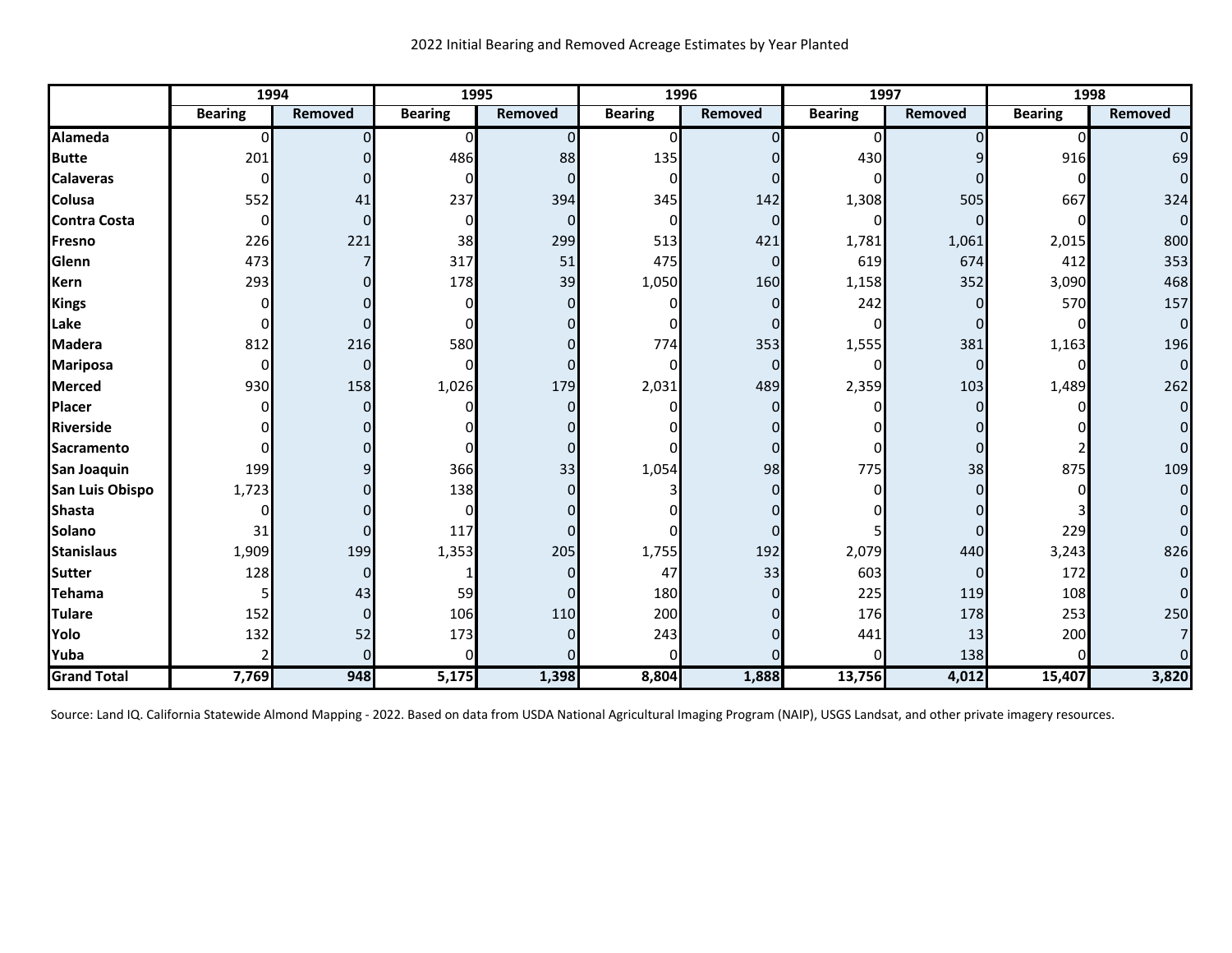2022 Initial Bearing and Removed Acreage Estimates by Year Planted

| | 1994 | | 1995 | | 1996 | | 1997 | | 1998 | |
|---|---|---|---|---|---|---|---|---|---|---|
| | Bearing | Removed | Bearing | Removed | Bearing | Removed | Bearing | Removed | Bearing | Removed |
| **Alameda** | 0 | 0 | 0 | 0 | 0 | 0 | 0 | 0 | 0 | 0 |
| **Butte** | 201 | 0 | 486 | 88 | 135 | 0 | 430 | 9 | 916 | 69 |
| **Calaveras** | 0 | 0 | 0 | 0 | 0 | 0 | 0 | 0 | 0 | 0 |
| **Colusa** | 552 | 41 | 237 | 394 | 345 | 142 | 1,308 | 505 | 667 | 324 |
| **Contra Costa** | 0 | 0 | 0 | 0 | 0 | 0 | 0 | 0 | 0 | 0 |
| **Fresno** | 226 | 221 | 38 | 299 | 513 | 421 | 1,781 | 1,061 | 2,015 | 800 |
| **Glenn** | 473 | 7 | 317 | 51 | 475 | 0 | 619 | 674 | 412 | 353 |
| **Kern** | 293 | 0 | 178 | 39 | 1,050 | 160 | 1,158 | 352 | 3,090 | 468 |
| **Kings** | 0 | 0 | 0 | 0 | 0 | 0 | 242 | 0 | 570 | 157 |
| **Lake** | 0 | 0 | 0 | 0 | 0 | 0 | 0 | 0 | 0 | 0 |
| **Madera** | 812 | 216 | 580 | 0 | 774 | 353 | 1,555 | 381 | 1,163 | 196 |
| **Mariposa** | 0 | 0 | 0 | 0 | 0 | 0 | 0 | 0 | 0 | 0 |
| **Merced** | 930 | 158 | 1,026 | 179 | 2,031 | 489 | 2,359 | 103 | 1,489 | 262 |
| **Placer** | 0 | 0 | 0 | 0 | 0 | 0 | 0 | 0 | 0 | 0 |
| **Riverside** | 0 | 0 | 0 | 0 | 0 | 0 | 0 | 0 | 0 | 0 |
| **Sacramento** | 0 | 0 | 0 | 0 | 0 | 0 | 0 | 0 | 2 | 0 |
| **San Joaquin** | 199 | 9 | 366 | 33 | 1,054 | 98 | 775 | 38 | 875 | 109 |
| **San Luis Obispo** | 1,723 | 0 | 138 | 0 | 3 | 0 | 0 | 0 | 0 | 0 |
| **Shasta** | 0 | 0 | 0 | 0 | 0 | 0 | 0 | 0 | 3 | 0 |
| **Solano** | 31 | 0 | 117 | 0 | 0 | 0 | 5 | 0 | 229 | 0 |
| **Stanislaus** | 1,909 | 199 | 1,353 | 205 | 1,755 | 192 | 2,079 | 440 | 3,243 | 826 |
| **Sutter** | 128 | 0 | 1 | 0 | 47 | 33 | 603 | 0 | 172 | 0 |
| **Tehama** | 5 | 43 | 59 | 0 | 180 | 0 | 225 | 119 | 108 | 0 |
| **Tulare** | 152 | 0 | 106 | 110 | 200 | 0 | 176 | 178 | 253 | 250 |
| **Yolo** | 132 | 52 | 173 | 0 | 243 | 0 | 441 | 13 | 200 | 7 |
| **Yuba** | 2 | 0 | 0 | 0 | 0 | 0 | 0 | 138 | 0 | 0 |
| **Grand Total** | **7,769** | **948** | **5,175** | **1,398** | **8,804** | **1,888** | **13,756** | **4,012** | **15,407** | **3,820** |

Source: Land IQ. California Statewide Almond Mapping - 2022. Based on data from USDA National Agricultural Imaging Program (NAIP), USGS Landsat, and other private imagery resources.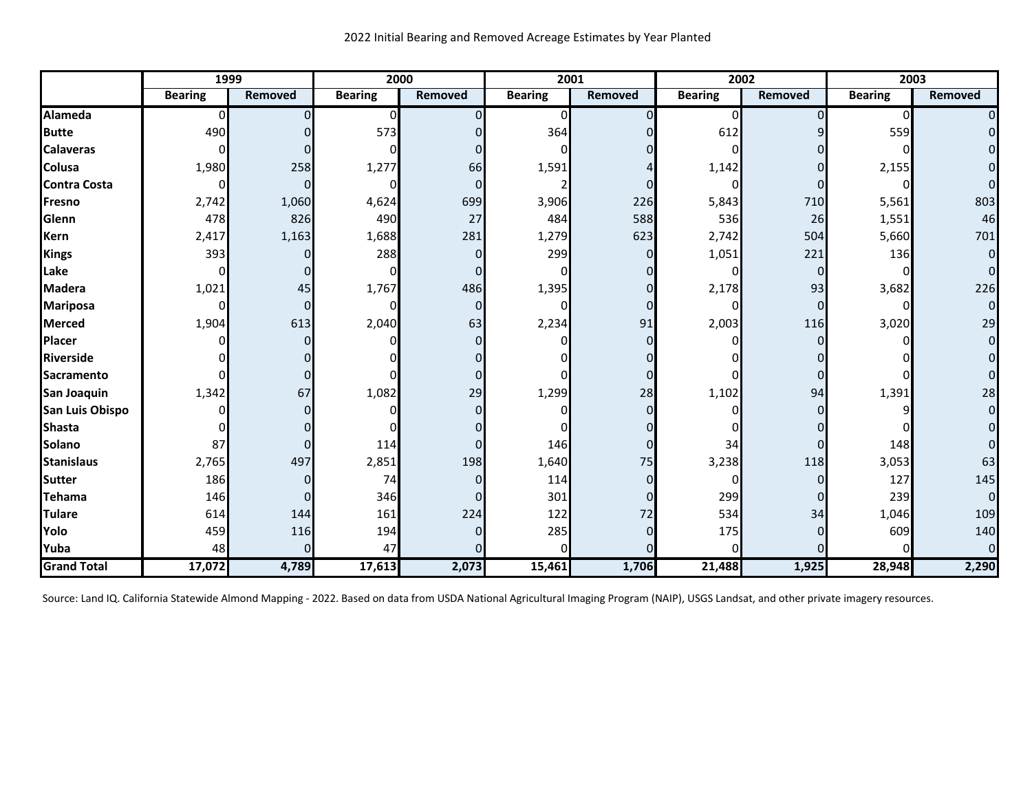2022 Initial Bearing and Removed Acreage Estimates by Year Planted

| | 1999 | | 2000 | | 2001 | | 2002 | | 2003 | |
|---|---|---|---|---|---|---|---|---|---|---|
| | Bearing | Removed | Bearing | Removed | Bearing | Removed | Bearing | Removed | Bearing | Removed |
| **Alameda** | 0 | 0 | 0 | 0 | 0 | 0 | 0 | 0 | 0 | 0 |
| **Butte** | 490 | 0 | 573 | 0 | 364 | 0 | 612 | 9 | 559 | 0 |
| **Calaveras** | 0 | 0 | 0 | 0 | 0 | 0 | 0 | 0 | 0 | 0 |
| **Colusa** | 1,980 | 258 | 1,277 | 66 | 1,591 | 4 | 1,142 | 0 | 2,155 | 0 |
| **Contra Costa** | 0 | 0 | 0 | 0 | 2 | 0 | 0 | 0 | 0 | 0 |
| **Fresno** | 2,742 | 1,060 | 4,624 | 699 | 3,906 | 226 | 5,843 | 710 | 5,561 | 803 |
| **Glenn** | 478 | 826 | 490 | 27 | 484 | 588 | 536 | 26 | 1,551 | 46 |
| **Kern** | 2,417 | 1,163 | 1,688 | 281 | 1,279 | 623 | 2,742 | 504 | 5,660 | 701 |
| **Kings** | 393 | 0 | 288 | 0 | 299 | 0 | 1,051 | 221 | 136 | 0 |
| **Lake** | 0 | 0 | 0 | 0 | 0 | 0 | 0 | 0 | 0 | 0 |
| **Madera** | 1,021 | 45 | 1,767 | 486 | 1,395 | 0 | 2,178 | 93 | 3,682 | 226 |
| **Mariposa** | 0 | 0 | 0 | 0 | 0 | 0 | 0 | 0 | 0 | 0 |
| **Merced** | 1,904 | 613 | 2,040 | 63 | 2,234 | 91 | 2,003 | 116 | 3,020 | 29 |
| **Placer** | 0 | 0 | 0 | 0 | 0 | 0 | 0 | 0 | 0 | 0 |
| **Riverside** | 0 | 0 | 0 | 0 | 0 | 0 | 0 | 0 | 0 | 0 |
| **Sacramento** | 0 | 0 | 0 | 0 | 0 | 0 | 0 | 0 | 0 | 0 |
| **San Joaquin** | 1,342 | 67 | 1,082 | 29 | 1,299 | 28 | 1,102 | 94 | 1,391 | 28 |
| **San Luis Obispo** | 0 | 0 | 0 | 0 | 0 | 0 | 0 | 0 | 9 | 0 |
| **Shasta** | 0 | 0 | 0 | 0 | 0 | 0 | 0 | 0 | 0 | 0 |
| **Solano** | 87 | 0 | 114 | 0 | 146 | 0 | 34 | 0 | 148 | 0 |
| **Stanislaus** | 2,765 | 497 | 2,851 | 198 | 1,640 | 75 | 3,238 | 118 | 3,053 | 63 |
| **Sutter** | 186 | 0 | 74 | 0 | 114 | 0 | 0 | 0 | 127 | 145 |
| **Tehama** | 146 | 0 | 346 | 0 | 301 | 0 | 299 | 0 | 239 | 0 |
| **Tulare** | 614 | 144 | 161 | 224 | 122 | 72 | 534 | 34 | 1,046 | 109 |
| **Yolo** | 459 | 116 | 194 | 0 | 285 | 0 | 175 | 0 | 609 | 140 |
| **Yuba** | 48 | 0 | 47 | 0 | 0 | 0 | 0 | 0 | 0 | 0 |
| **Grand Total** | **17,072** | **4,789** | **17,613** | **2,073** | **15,461** | **1,706** | **21,488** | **1,925** | **28,948** | **2,290** |

Source: Land IQ. California Statewide Almond Mapping - 2022. Based on data from USDA National Agricultural Imaging Program (NAIP), USGS Landsat, and other private imagery resources.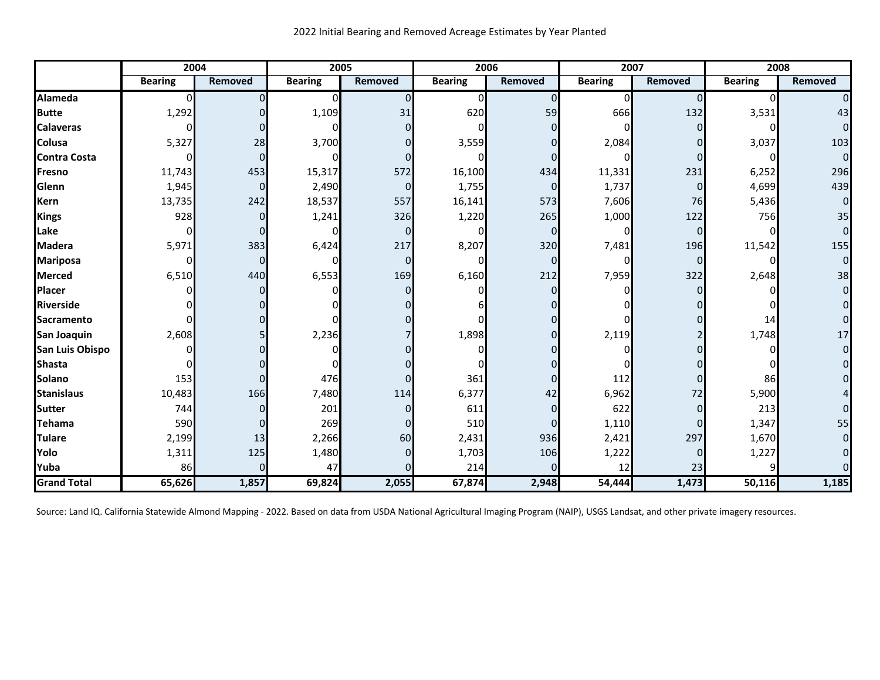2022 Initial Bearing and Removed Acreage Estimates by Year Planted

| | 2004 | | 2005 | | 2006 | | 2007 | | 2008 | |
|---|---|---|---|---|---|---|---|---|---|---|
| | Bearing | Removed | Bearing | Removed | Bearing | Removed | Bearing | Removed | Bearing | Removed |
| **Alameda** | 0 | 0 | 0 | 0 | 0 | 0 | 0 | 0 | 0 | 0 |
| **Butte** | 1,292 | 0 | 1,109 | 31 | 620 | 59 | 666 | 132 | 3,531 | 43 |
| **Calaveras** | 0 | 0 | 0 | 0 | 0 | 0 | 0 | 0 | 0 | 0 |
| **Colusa** | 5,327 | 28 | 3,700 | 0 | 3,559 | 0 | 2,084 | 0 | 3,037 | 103 |
| **Contra Costa** | 0 | 0 | 0 | 0 | 0 | 0 | 0 | 0 | 0 | 0 |
| **Fresno** | 11,743 | 453 | 15,317 | 572 | 16,100 | 434 | 11,331 | 231 | 6,252 | 296 |
| **Glenn** | 1,945 | 0 | 2,490 | 0 | 1,755 | 0 | 1,737 | 0 | 4,699 | 439 |
| **Kern** | 13,735 | 242 | 18,537 | 557 | 16,141 | 573 | 7,606 | 76 | 5,436 | 0 |
| **Kings** | 928 | 0 | 1,241 | 326 | 1,220 | 265 | 1,000 | 122 | 756 | 35 |
| **Lake** | 0 | 0 | 0 | 0 | 0 | 0 | 0 | 0 | 0 | 0 |
| **Madera** | 5,971 | 383 | 6,424 | 217 | 8,207 | 320 | 7,481 | 196 | 11,542 | 155 |
| **Mariposa** | 0 | 0 | 0 | 0 | 0 | 0 | 0 | 0 | 0 | 0 |
| **Merced** | 6,510 | 440 | 6,553 | 169 | 6,160 | 212 | 7,959 | 322 | 2,648 | 38 |
| **Placer** | 0 | 0 | 0 | 0 | 0 | 0 | 0 | 0 | 0 | 0 |
| **Riverside** | 0 | 0 | 0 | 0 | 6 | 0 | 0 | 0 | 0 | 0 |
| **Sacramento** | 0 | 0 | 0 | 0 | 0 | 0 | 0 | 0 | 14 | 0 |
| **San Joaquin** | 2,608 | 5 | 2,236 | 7 | 1,898 | 0 | 2,119 | 2 | 1,748 | 17 |
| **San Luis Obispo** | 0 | 0 | 0 | 0 | 0 | 0 | 0 | 0 | 0 | 0 |
| **Shasta** | 0 | 0 | 0 | 0 | 0 | 0 | 0 | 0 | 0 | 0 |
| **Solano** | 153 | 0 | 476 | 0 | 361 | 0 | 112 | 0 | 86 | 0 |
| **Stanislaus** | 10,483 | 166 | 7,480 | 114 | 6,377 | 42 | 6,962 | 72 | 5,900 | 4 |
| **Sutter** | 744 | 0 | 201 | 0 | 611 | 0 | 622 | 0 | 213 | 0 |
| **Tehama** | 590 | 0 | 269 | 0 | 510 | 0 | 1,110 | 0 | 1,347 | 55 |
| **Tulare** | 2,199 | 13 | 2,266 | 60 | 2,431 | 936 | 2,421 | 297 | 1,670 | 0 |
| **Yolo** | 1,311 | 125 | 1,480 | 0 | 1,703 | 106 | 1,222 | 0 | 1,227 | 0 |
| **Yuba** | 86 | 0 | 47 | 0 | 214 | 0 | 12 | 23 | 9 | 0 |
| **Grand Total** | **65,626** | **1,857** | **69,824** | **2,055** | **67,874** | **2,948** | **54,444** | **1,473** | **50,116** | **1,185** |

Source: Land IQ. California Statewide Almond Mapping - 2022. Based on data from USDA National Agricultural Imaging Program (NAIP), USGS Landsat, and other private imagery resources.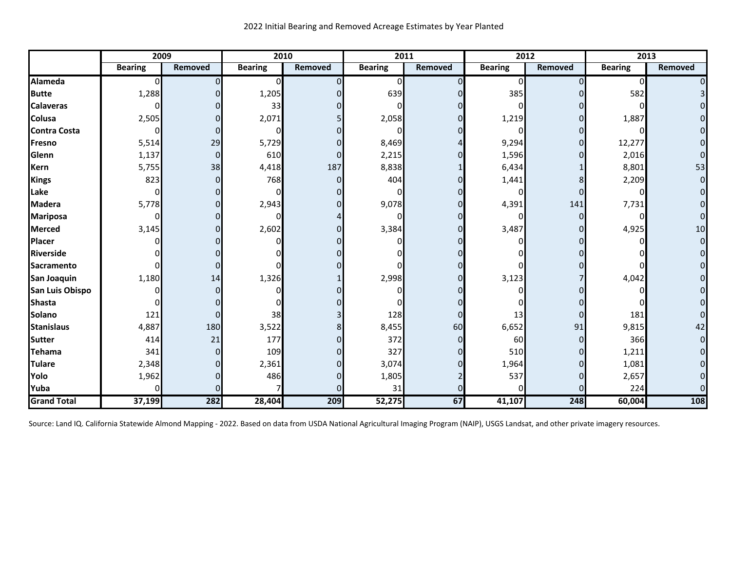2022 Initial Bearing and Removed Acreage Estimates by Year Planted

| | 2009 | | 2010 | | 2011 | | 2012 | | 2013 | |
|---|---|---|---|---|---|---|---|---|---|---|
| | Bearing | Removed | Bearing | Removed | Bearing | Removed | Bearing | Removed | Bearing | Removed |
| **Alameda** | 0 | 0 | 0 | 0 | 0 | 0 | 0 | 0 | 0 | 0 |
| **Butte** | 1,288 | 0 | 1,205 | 0 | 639 | 0 | 385 | 0 | 582 | 3 |
| **Calaveras** | 0 | 0 | 33 | 0 | 0 | 0 | 0 | 0 | 0 | 0 |
| **Colusa** | 2,505 | 0 | 2,071 | 5 | 2,058 | 0 | 1,219 | 0 | 1,887 | 0 |
| **Contra Costa** | 0 | 0 | 0 | 0 | 0 | 0 | 0 | 0 | 0 | 0 |
| **Fresno** | 5,514 | 29 | 5,729 | 0 | 8,469 | 4 | 9,294 | 0 | 12,277 | 0 |
| **Glenn** | 1,137 | 0 | 610 | 0 | 2,215 | 0 | 1,596 | 0 | 2,016 | 0 |
| **Kern** | 5,755 | 38 | 4,418 | 187 | 8,838 | 1 | 6,434 | 1 | 8,801 | 53 |
| **Kings** | 823 | 0 | 768 | 0 | 404 | 0 | 1,441 | 8 | 2,209 | 0 |
| **Lake** | 0 | 0 | 0 | 0 | 0 | 0 | 0 | 0 | 0 | 0 |
| **Madera** | 5,778 | 0 | 2,943 | 0 | 9,078 | 0 | 4,391 | 141 | 7,731 | 0 |
| **Mariposa** | 0 | 0 | 0 | 4 | 0 | 0 | 0 | 0 | 0 | 0 |
| **Merced** | 3,145 | 0 | 2,602 | 0 | 3,384 | 0 | 3,487 | 0 | 4,925 | 10 |
| **Placer** | 0 | 0 | 0 | 0 | 0 | 0 | 0 | 0 | 0 | 0 |
| **Riverside** | 0 | 0 | 0 | 0 | 0 | 0 | 0 | 0 | 0 | 0 |
| **Sacramento** | 0 | 0 | 0 | 0 | 0 | 0 | 0 | 0 | 0 | 0 |
| **San Joaquin** | 1,180 | 14 | 1,326 | 1 | 2,998 | 0 | 3,123 | 7 | 4,042 | 0 |
| **San Luis Obispo** | 0 | 0 | 0 | 0 | 0 | 0 | 0 | 0 | 0 | 0 |
| **Shasta** | 0 | 0 | 0 | 0 | 0 | 0 | 0 | 0 | 0 | 0 |
| **Solano** | 121 | 0 | 38 | 3 | 128 | 0 | 13 | 0 | 181 | 0 |
| **Stanislaus** | 4,887 | 180 | 3,522 | 8 | 8,455 | 60 | 6,652 | 91 | 9,815 | 42 |
| **Sutter** | 414 | 21 | 177 | 0 | 372 | 0 | 60 | 0 | 366 | 0 |
| **Tehama** | 341 | 0 | 109 | 0 | 327 | 0 | 510 | 0 | 1,211 | 0 |
| **Tulare** | 2,348 | 0 | 2,361 | 0 | 3,074 | 0 | 1,964 | 0 | 1,081 | 0 |
| **Yolo** | 1,962 | 0 | 486 | 0 | 1,805 | 2 | 537 | 0 | 2,657 | 0 |
| **Yuba** | 0 | 0 | 7 | 0 | 31 | 0 | 0 | 0 | 224 | 0 |
| **Grand Total** | **37,199** | **282** | **28,404** | **209** | **52,275** | **67** | **41,107** | **248** | **60,004** | **108** |

Source: Land IQ. California Statewide Almond Mapping - 2022. Based on data from USDA National Agricultural Imaging Program (NAIP), USGS Landsat, and other private imagery resources.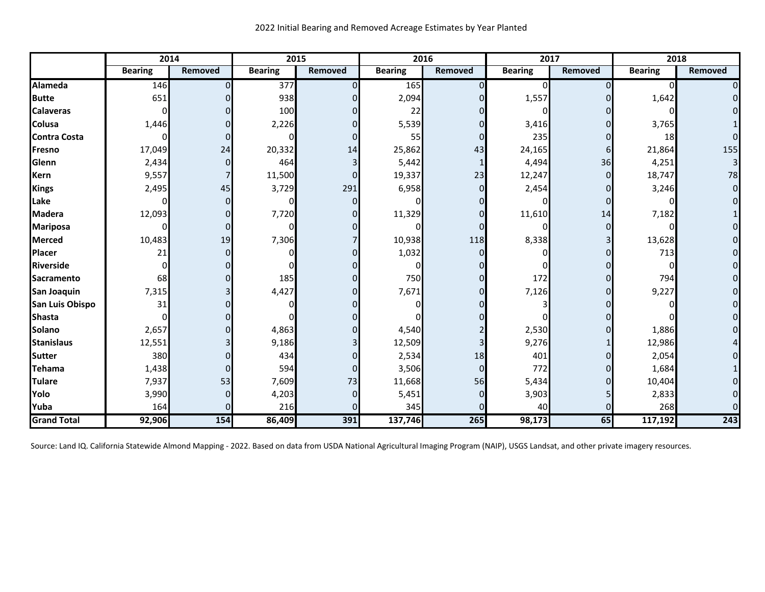2022 Initial Bearing and Removed Acreage Estimates by Year Planted

| | 2014 | | 2015 | | 2016 | | 2017 | | 2018 | |
|---|---|---|---|---|---|---|---|---|---|---|
| | Bearing | Removed | Bearing | Removed | Bearing | Removed | Bearing | Removed | Bearing | Removed |
| **Alameda** | 146 | 0 | 377 | 0 | 165 | 0 | 0 | 0 | 0 | 0 |
| **Butte** | 651 | 0 | 938 | 0 | 2,094 | 0 | 1,557 | 0 | 1,642 | 0 |
| **Calaveras** | 0 | 0 | 100 | 0 | 22 | 0 | 0 | 0 | 0 | 0 |
| **Colusa** | 1,446 | 0 | 2,226 | 0 | 5,539 | 0 | 3,416 | 0 | 3,765 | 1 |
| **Contra Costa** | 0 | 0 | 0 | 0 | 55 | 0 | 235 | 0 | 18 | 0 |
| **Fresno** | 17,049 | 24 | 20,332 | 14 | 25,862 | 43 | 24,165 | 6 | 21,864 | 155 |
| **Glenn** | 2,434 | 0 | 464 | 3 | 5,442 | 1 | 4,494 | 36 | 4,251 | 3 |
| **Kern** | 9,557 | 7 | 11,500 | 0 | 19,337 | 23 | 12,247 | 0 | 18,747 | 78 |
| **Kings** | 2,495 | 45 | 3,729 | 291 | 6,958 | 0 | 2,454 | 0 | 3,246 | 0 |
| **Lake** | 0 | 0 | 0 | 0 | 0 | 0 | 0 | 0 | 0 | 0 |
| **Madera** | 12,093 | 0 | 7,720 | 0 | 11,329 | 0 | 11,610 | 14 | 7,182 | 1 |
| **Mariposa** | 0 | 0 | 0 | 0 | 0 | 0 | 0 | 0 | 0 | 0 |
| **Merced** | 10,483 | 19 | 7,306 | 7 | 10,938 | 118 | 8,338 | 3 | 13,628 | 0 |
| **Placer** | 21 | 0 | 0 | 0 | 1,032 | 0 | 0 | 0 | 713 | 0 |
| **Riverside** | 0 | 0 | 0 | 0 | 0 | 0 | 0 | 0 | 0 | 0 |
| **Sacramento** | 68 | 0 | 185 | 0 | 750 | 0 | 172 | 0 | 794 | 0 |
| **San Joaquin** | 7,315 | 3 | 4,427 | 0 | 7,671 | 0 | 7,126 | 0 | 9,227 | 0 |
| **San Luis Obispo** | 31 | 0 | 0 | 0 | 0 | 0 | 3 | 0 | 0 | 0 |
| **Shasta** | 0 | 0 | 0 | 0 | 0 | 0 | 0 | 0 | 0 | 0 |
| **Solano** | 2,657 | 0 | 4,863 | 0 | 4,540 | 2 | 2,530 | 0 | 1,886 | 0 |
| **Stanislaus** | 12,551 | 3 | 9,186 | 3 | 12,509 | 3 | 9,276 | 1 | 12,986 | 4 |
| **Sutter** | 380 | 0 | 434 | 0 | 2,534 | 18 | 401 | 0 | 2,054 | 0 |
| **Tehama** | 1,438 | 0 | 594 | 0 | 3,506 | 0 | 772 | 0 | 1,684 | 1 |
| **Tulare** | 7,937 | 53 | 7,609 | 73 | 11,668 | 56 | 5,434 | 0 | 10,404 | 0 |
| **Yolo** | 3,990 | 0 | 4,203 | 0 | 5,451 | 0 | 3,903 | 5 | 2,833 | 0 |
| **Yuba** | 164 | 0 | 216 | 0 | 345 | 0 | 40 | 0 | 268 | 0 |
| **Grand Total** | **92,906** | **154** | **86,409** | **391** | **137,746** | **265** | **98,173** | **65** | **117,192** | **243** |

Source: Land IQ. California Statewide Almond Mapping - 2022. Based on data from USDA National Agricultural Imaging Program (NAIP), USGS Landsat, and other private imagery resources.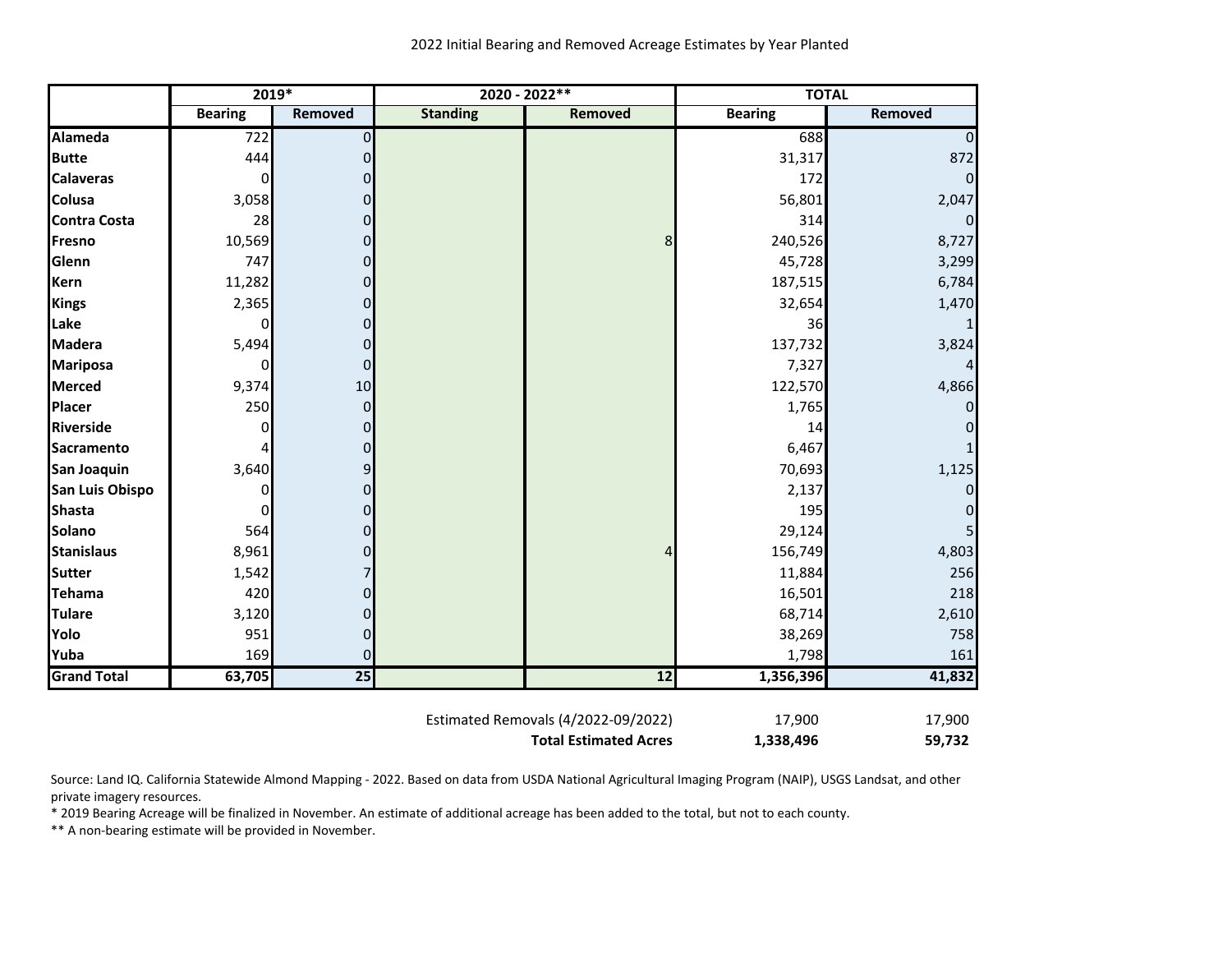2022 Initial Bearing and Removed Acreage Estimates by Year Planted

| | 2019* | | 2020 - 2022** | | TOTAL | |
|---|---|---|---|---|---|---|
| | Bearing | Removed | Standing | Removed | Bearing | Removed |
| **Alameda** | 722 | 0 | | | 688 | 0 |
| **Butte** | 444 | 0 | | | 31,317 | 872 |
| **Calaveras** | 0 | 0 | | | 172 | 0 |
| **Colusa** | 3,058 | 0 | | | 56,801 | 2,047 |
| **Contra Costa** | 28 | 0 | | | 314 | 0 |
| **Fresno** | 10,569 | 0 | | 8 | 240,526 | 8,727 |
| **Glenn** | 747 | 0 | | | 45,728 | 3,299 |
| **Kern** | 11,282 | 0 | | | 187,515 | 6,784 |
| **Kings** | 2,365 | 0 | | | 32,654 | 1,470 |
| **Lake** | 0 | 0 | | | 36 | 1 |
| **Madera** | 5,494 | 0 | | | 137,732 | 3,824 |
| **Mariposa** | 0 | 0 | | | 7,327 | 4 |
| **Merced** | 9,374 | 10 | | | 122,570 | 4,866 |
| **Placer** | 250 | 0 | | | 1,765 | 0 |
| **Riverside** | 0 | 0 | | | 14 | 0 |
| **Sacramento** | 4 | 0 | | | 6,467 | 1 |
| **San Joaquin** | 3,640 | 9 | | | 70,693 | 1,125 |
| **San Luis Obispo** | 0 | 0 | | | 2,137 | 0 |
| **Shasta** | 0 | 0 | | | 195 | 0 |
| **Solano** | 564 | 0 | | | 29,124 | 5 |
| **Stanislaus** | 8,961 | 0 | | 4 | 156,749 | 4,803 |
| **Sutter** | 1,542 | 7 | | | 11,884 | 256 |
| **Tehama** | 420 | 0 | | | 16,501 | 218 |
| **Tulare** | 3,120 | 0 | | | 68,714 | 2,610 |
| **Yolo** | 951 | 0 | | | 38,269 | 758 |
| **Yuba** | 169 | 0 | | | 1,798 | 161 |
| **Grand Total** | **63,705** | **25** | | **12** | **1,356,396** | **41,832** |
| | | | | Estimated Removals (4/2022-09/2022) | 17,900 | 17,900 |
| | | | | **Total Estimated Acres** | **1,338,496** | **59,732** |

Source: Land IQ. California Statewide Almond Mapping - 2022. Based on data from USDA National Agricultural Imaging Program (NAIP), USGS Landsat, and other private imagery resources.

* 2019 Bearing Acreage will be finalized in November. An estimate of additional acreage has been added to the total, but not to each county.

** A non-bearing estimate will be provided in November.